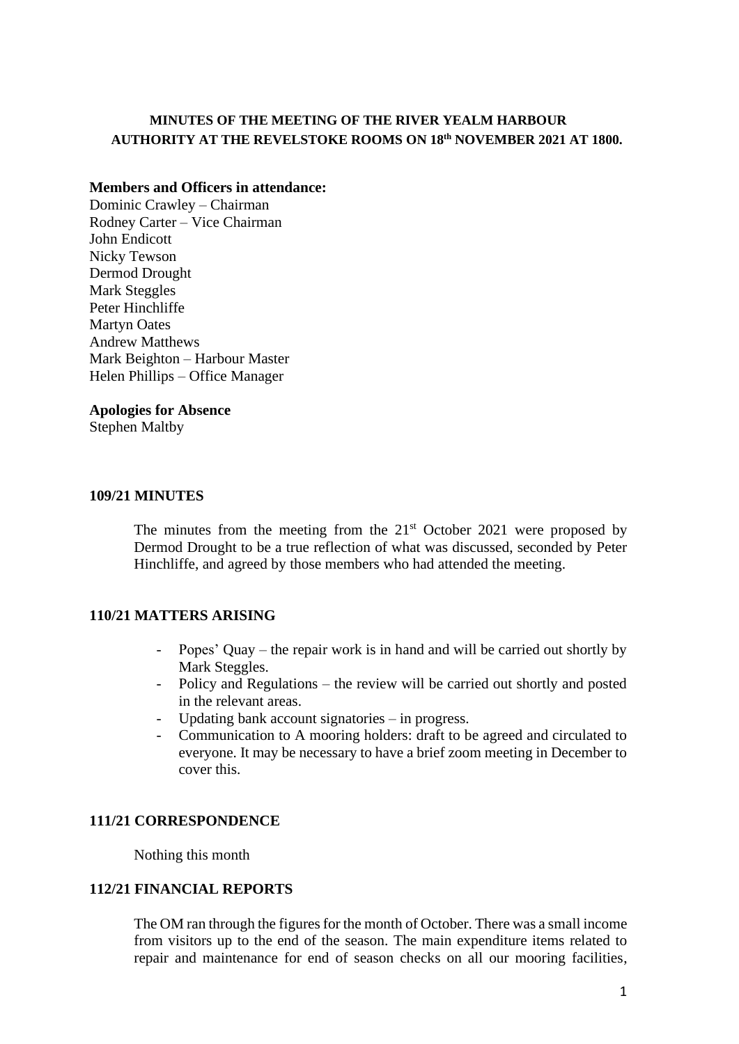**MINUTES OF THE MEETING OF THE RIVER YEALM HARBOUR AUTHORITY AT THE REVELSTOKE ROOMS ON 18th NOVEMBER 2021 AT 1800.**

**Members and Officers in attendance:**
Dominic Crawley – Chairman
Rodney Carter – Vice Chairman
John Endicott
Nicky Tewson
Dermod Drought
Mark Steggles
Peter Hinchliffe
Martyn Oates
Andrew Matthews
Mark Beighton – Harbour Master
Helen Phillips – Office Manager

**Apologies for Absence**
Stephen Maltby

**109/21 MINUTES**

The minutes from the meeting from the 21st October 2021 were proposed by Dermod Drought to be a true reflection of what was discussed, seconded by Peter Hinchliffe, and agreed by those members who had attended the meeting.

**110/21 MATTERS ARISING**

- Popes' Quay – the repair work is in hand and will be carried out shortly by Mark Steggles.
- Policy and Regulations – the review will be carried out shortly and posted in the relevant areas.
- Updating bank account signatories – in progress.
- Communication to A mooring holders: draft to be agreed and circulated to everyone. It may be necessary to have a brief zoom meeting in December to cover this.

**111/21 CORRESPONDENCE**

Nothing this month

**112/21 FINANCIAL REPORTS**

The OM ran through the figures for the month of October. There was a small income from visitors up to the end of the season. The main expenditure items related to repair and maintenance for end of season checks on all our mooring facilities,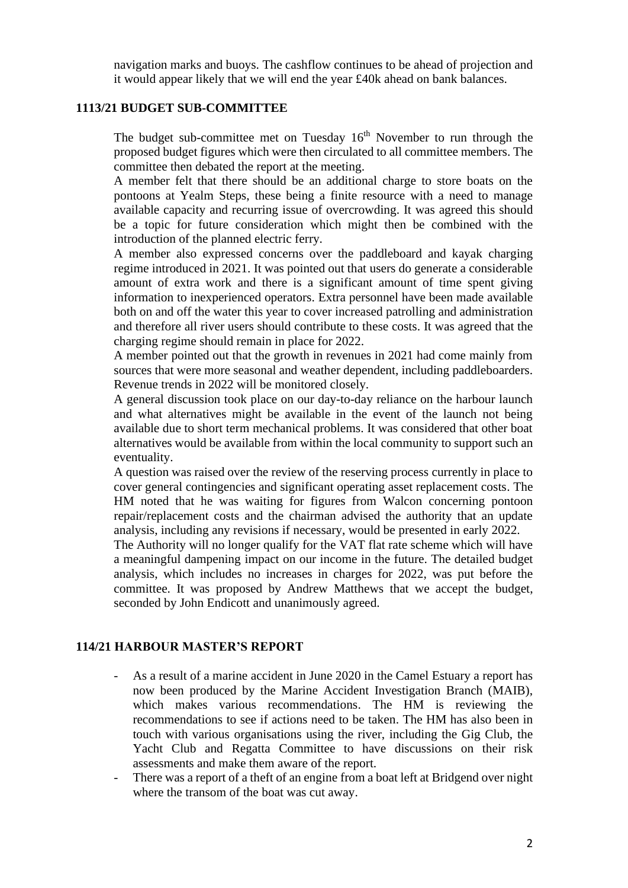navigation marks and buoys. The cashflow continues to be ahead of projection and it would appear likely that we will end the year £40k ahead on bank balances.

## 1113/21 BUDGET SUB-COMMITTEE

The budget sub-committee met on Tuesday 16th November to run through the proposed budget figures which were then circulated to all committee members. The committee then debated the report at the meeting.

A member felt that there should be an additional charge to store boats on the pontoons at Yealm Steps, these being a finite resource with a need to manage available capacity and recurring issue of overcrowding. It was agreed this should be a topic for future consideration which might then be combined with the introduction of the planned electric ferry.

A member also expressed concerns over the paddleboard and kayak charging regime introduced in 2021. It was pointed out that users do generate a considerable amount of extra work and there is a significant amount of time spent giving information to inexperienced operators. Extra personnel have been made available both on and off the water this year to cover increased patrolling and administration and therefore all river users should contribute to these costs. It was agreed that the charging regime should remain in place for 2022.

A member pointed out that the growth in revenues in 2021 had come mainly from sources that were more seasonal and weather dependent, including paddleboarders. Revenue trends in 2022 will be monitored closely.

A general discussion took place on our day-to-day reliance on the harbour launch and what alternatives might be available in the event of the launch not being available due to short term mechanical problems. It was considered that other boat alternatives would be available from within the local community to support such an eventuality.

A question was raised over the review of the reserving process currently in place to cover general contingencies and significant operating asset replacement costs. The HM noted that he was waiting for figures from Walcon concerning pontoon repair/replacement costs and the chairman advised the authority that an update analysis, including any revisions if necessary, would be presented in early 2022.

The Authority will no longer qualify for the VAT flat rate scheme which will have a meaningful dampening impact on our income in the future. The detailed budget analysis, which includes no increases in charges for 2022, was put before the committee. It was proposed by Andrew Matthews that we accept the budget, seconded by John Endicott and unanimously agreed.

## 114/21 HARBOUR MASTER'S REPORT

- As a result of a marine accident in June 2020 in the Camel Estuary a report has now been produced by the Marine Accident Investigation Branch (MAIB), which makes various recommendations. The HM is reviewing the recommendations to see if actions need to be taken. The HM has also been in touch with various organisations using the river, including the Gig Club, the Yacht Club and Regatta Committee to have discussions on their risk assessments and make them aware of the report.
- There was a report of a theft of an engine from a boat left at Bridgend over night where the transom of the boat was cut away.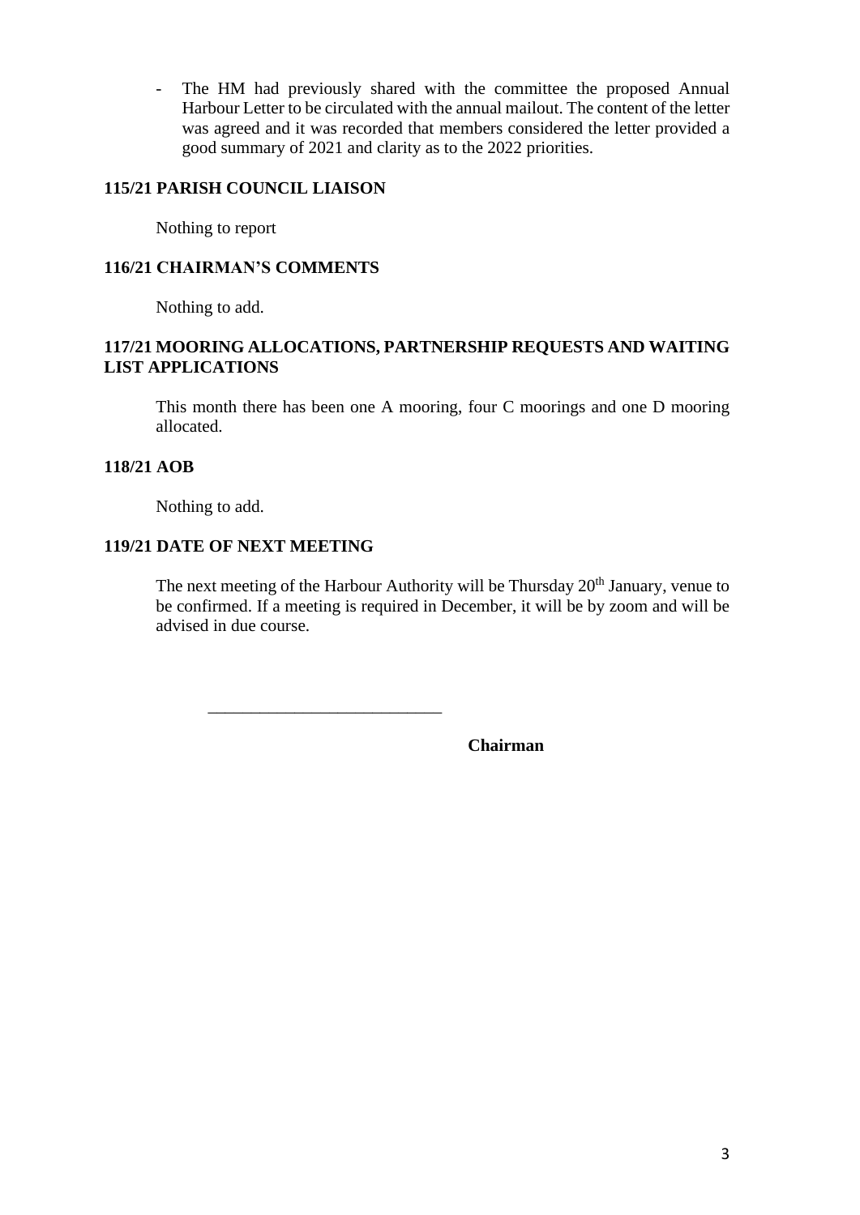- The HM had previously shared with the committee the proposed Annual Harbour Letter to be circulated with the annual mailout. The content of the letter was agreed and it was recorded that members considered the letter provided a good summary of 2021 and clarity as to the 2022 priorities.

**115/21 PARISH COUNCIL LIAISON**

Nothing to report

**116/21 CHAIRMAN'S COMMENTS**

Nothing to add.

**117/21 MOORING ALLOCATIONS, PARTNERSHIP REQUESTS AND WAITING LIST APPLICATIONS**

This month there has been one A mooring, four C moorings and one D mooring allocated.

**118/21 AOB**

Nothing to add.

**119/21 DATE OF NEXT MEETING**

The next meeting of the Harbour Authority will be Thursday 20th January, venue to be confirmed. If a meeting is required in December, it will be by zoom and will be advised in due course.

\_\_\_\_\_\_\_\_\_\_\_\_\_\_\_\_\_\_\_\_\_\_\_\_\_\_\_

**Chairman**